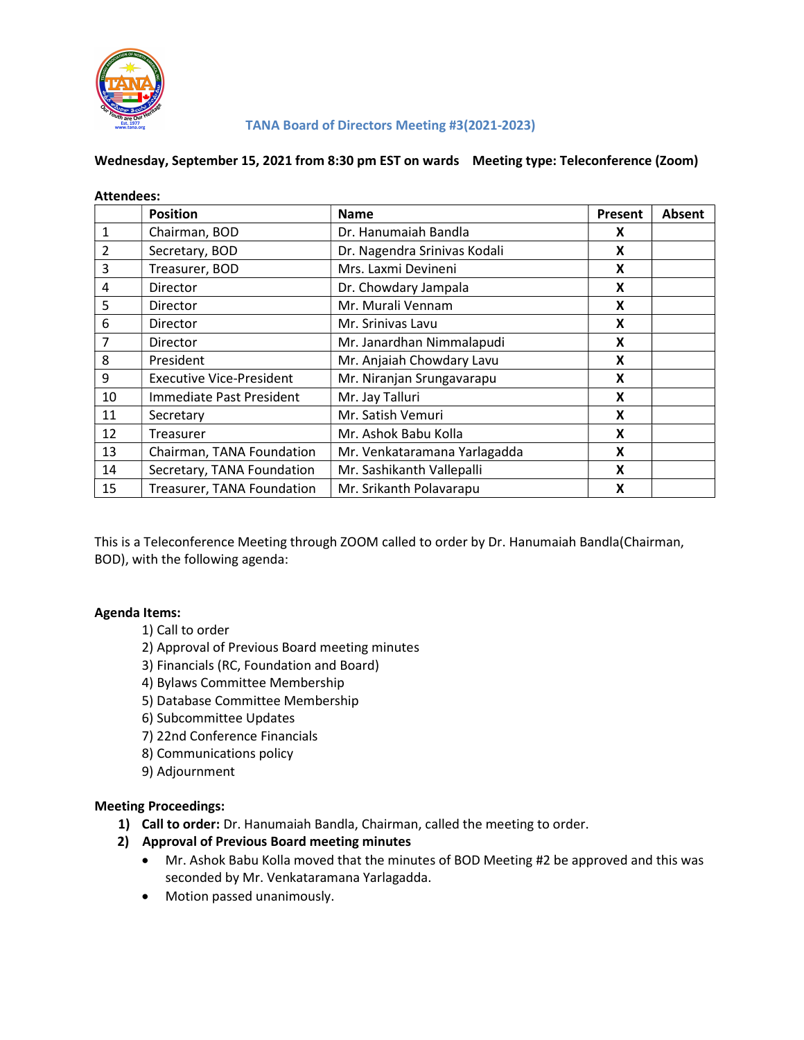# TANA Board of Directors Meeting #3(2021-2023)

**Wednesday, September 15, 2021 from 8:30 pm EST on wards    Meeting type: Teleconference (Zoom)**

**Attendees:**

| | Position | Name | Present | Absent |
|---|---|---|---|---|
| 1 | Chairman, BOD | Dr. Hanumaiah Bandla | X | |
| 2 | Secretary, BOD | Dr. Nagendra Srinivas Kodali | X | |
| 3 | Treasurer, BOD | Mrs. Laxmi Devineni | X | |
| 4 | Director | Dr. Chowdary Jampala | X | |
| 5 | Director | Mr. Murali Vennam | X | |
| 6 | Director | Mr. Srinivas Lavu | X | |
| 7 | Director | Mr. Janardhan Nimmalapudi | X | |
| 8 | President | Mr. Anjaiah Chowdary Lavu | X | |
| 9 | Executive Vice-President | Mr. Niranjan Srungavarapu | X | |
| 10 | Immediate Past President | Mr. Jay Talluri | X | |
| 11 | Secretary | Mr. Satish Vemuri | X | |
| 12 | Treasurer | Mr. Ashok Babu Kolla | X | |
| 13 | Chairman, TANA Foundation | Mr. Venkataramana Yarlagadda | X | |
| 14 | Secretary, TANA Foundation | Mr. Sashikanth Vallepalli | X | |
| 15 | Treasurer, TANA Foundation | Mr. Srikanth Polavarapu | X | |

This is a Teleconference Meeting through ZOOM called to order by Dr. Hanumaiah Bandla(Chairman, BOD), with the following agenda:

**Agenda Items:**

1) Call to order
2) Approval of Previous Board meeting minutes
3) Financials (RC, Foundation and Board)
4) Bylaws Committee Membership
5) Database Committee Membership
6) Subcommittee Updates
7) 22nd Conference Financials
8) Communications policy
9) Adjournment

**Meeting Proceedings:**

1) **Call to order:** Dr. Hanumaiah Bandla, Chairman, called the meeting to order.
2) **Approval of Previous Board meeting minutes**
   - Mr. Ashok Babu Kolla moved that the minutes of BOD Meeting #2 be approved and this was seconded by Mr. Venkataramana Yarlagadda.
   - Motion passed unanimously.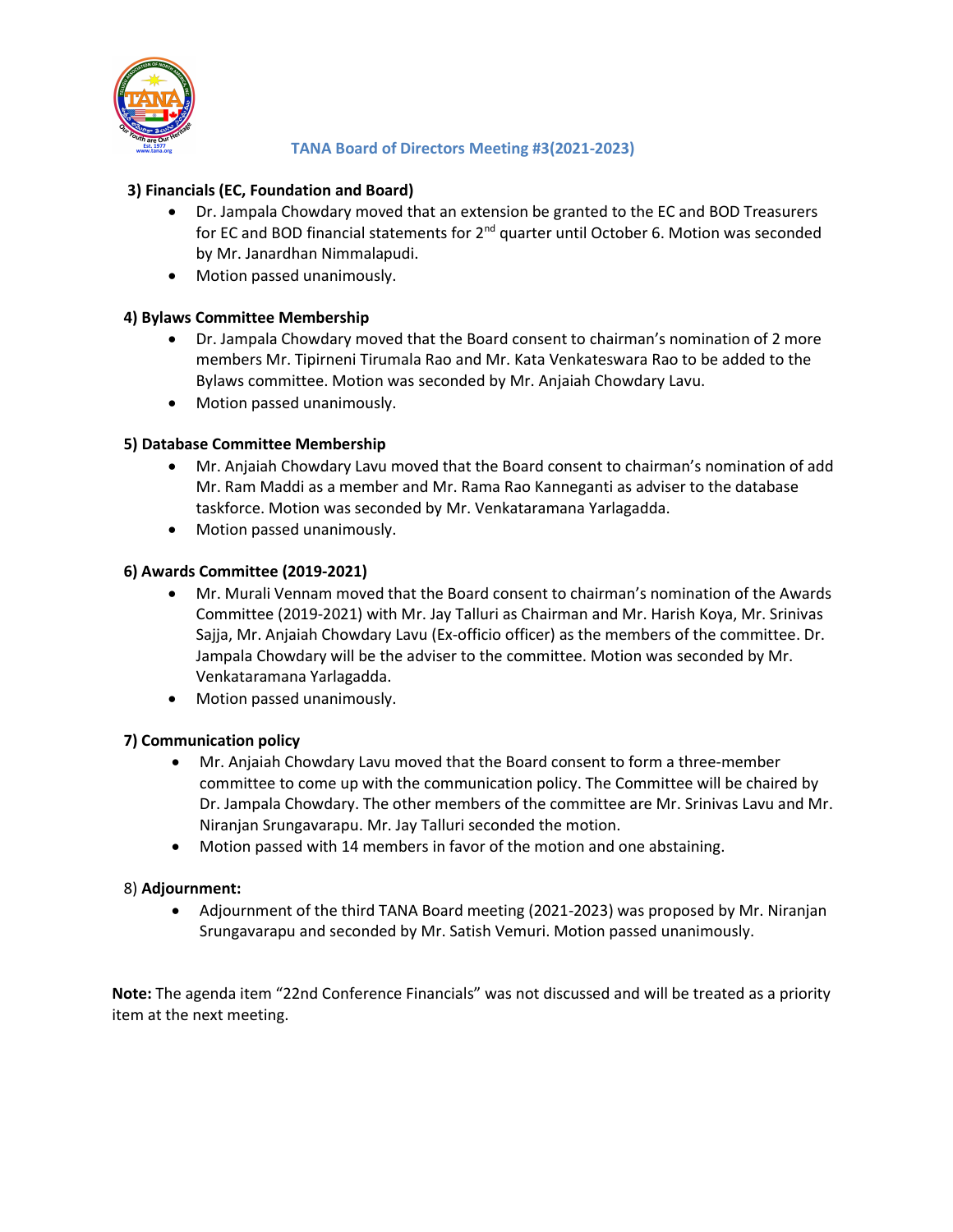### 3) Financials (EC, Foundation and Board)

- Dr. Jampala Chowdary moved that an extension be granted to the EC and BOD Treasurers for EC and BOD financial statements for 2nd quarter until October 6. Motion was seconded by Mr. Janardhan Nimmalapudi.
- Motion passed unanimously.

### 4) Bylaws Committee Membership

- Dr. Jampala Chowdary moved that the Board consent to chairman's nomination of 2 more members Mr. Tipirneni Tirumala Rao and Mr. Kata Venkateswara Rao to be added to the Bylaws committee. Motion was seconded by Mr. Anjaiah Chowdary Lavu.
- Motion passed unanimously.

### 5) Database Committee Membership

- Mr. Anjaiah Chowdary Lavu moved that the Board consent to chairman's nomination of add Mr. Ram Maddi as a member and Mr. Rama Rao Kanneganti as adviser to the database taskforce. Motion was seconded by Mr. Venkataramana Yarlagadda.
- Motion passed unanimously.

### 6) Awards Committee (2019-2021)

- Mr. Murali Vennam moved that the Board consent to chairman's nomination of the Awards Committee (2019-2021) with Mr. Jay Talluri as Chairman and Mr. Harish Koya, Mr. Srinivas Sajja, Mr. Anjaiah Chowdary Lavu (Ex-officio officer) as the members of the committee. Dr. Jampala Chowdary will be the adviser to the committee. Motion was seconded by Mr. Venkataramana Yarlagadda.
- Motion passed unanimously.

### 7) Communication policy

- Mr. Anjaiah Chowdary Lavu moved that the Board consent to form a three-member committee to come up with the communication policy. The Committee will be chaired by Dr. Jampala Chowdary. The other members of the committee are Mr. Srinivas Lavu and Mr. Niranjan Srungavarapu. Mr. Jay Talluri seconded the motion.
- Motion passed with 14 members in favor of the motion and one abstaining.

### 8) **Adjournment:**

- Adjournment of the third TANA Board meeting (2021-2023) was proposed by Mr. Niranjan Srungavarapu and seconded by Mr. Satish Vemuri. Motion passed unanimously.

**Note:** The agenda item "22nd Conference Financials" was not discussed and will be treated as a priority item at the next meeting.